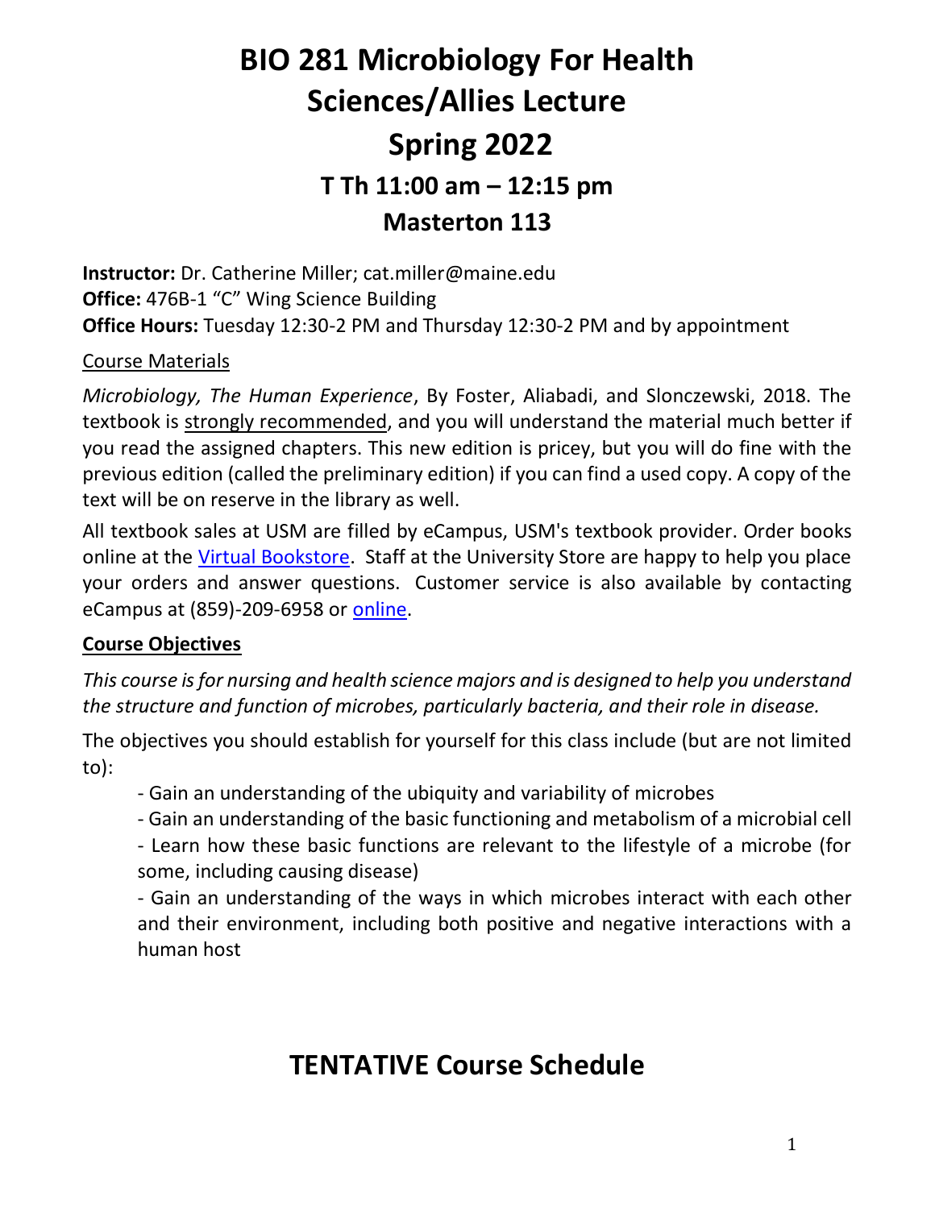# BIO 281 Microbiology For Health Sciences/Allies Lecture

# Spring 2022

## T Th 11:00 am – 12:15 pm

## Masterton 113

**Instructor:** Dr. Catherine Miller; cat.miller@maine.edu
**Office:** 476B-1 "C" Wing Science Building
**Office Hours:** Tuesday 12:30-2 PM and Thursday 12:30-2 PM and by appointment

Course Materials

*Microbiology, The Human Experience*, By Foster, Aliabadi, and Slonczewski, 2018. The textbook is strongly recommended, and you will understand the material much better if you read the assigned chapters. This new edition is pricey, but you will do fine with the previous edition (called the preliminary edition) if you can find a used copy. A copy of the text will be on reserve in the library as well.

All textbook sales at USM are filled by eCampus, USM's textbook provider. Order books online at the Virtual Bookstore. Staff at the University Store are happy to help you place your orders and answer questions. Customer service is also available by contacting eCampus at (859)-209-6958 or online.

**Course Objectives**

*This course is for nursing and health science majors and is designed to help you understand the structure and function of microbes, particularly bacteria, and their role in disease.*

The objectives you should establish for yourself for this class include (but are not limited to):

- Gain an understanding of the ubiquity and variability of microbes
- Gain an understanding of the basic functioning and metabolism of a microbial cell
- Learn how these basic functions are relevant to the lifestyle of a microbe (for some, including causing disease)
- Gain an understanding of the ways in which microbes interact with each other and their environment, including both positive and negative interactions with a human host

# TENTATIVE Course Schedule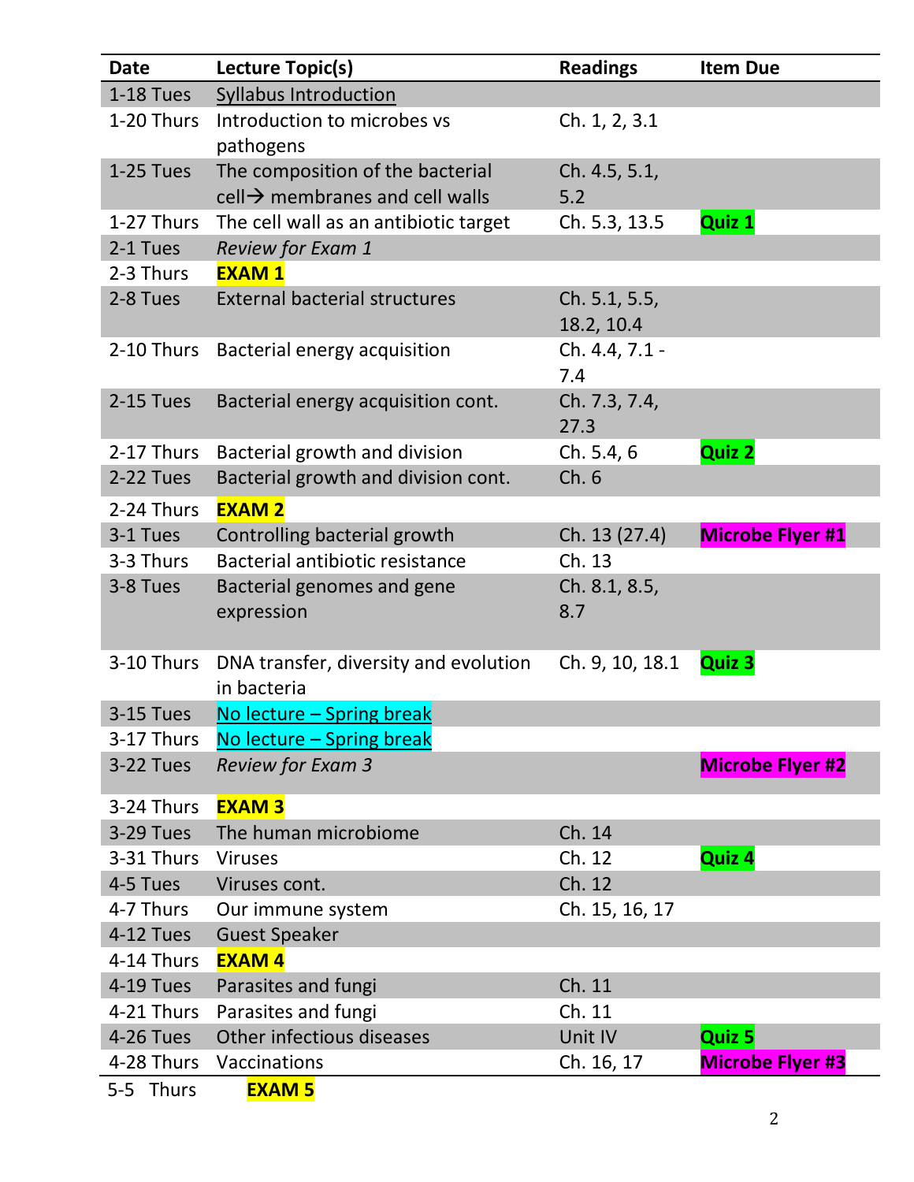| Date | Lecture Topic(s) | Readings | Item Due |
|---|---|---|---|
| 1-18 Tues | Syllabus Introduction | | |
| 1-20 Thurs | Introduction to microbes vs pathogens | Ch. 1, 2, 3.1 | |
| 1-25 Tues | The composition of the bacterial cell→ membranes and cell walls | Ch. 4.5, 5.1, 5.2 | |
| 1-27 Thurs | The cell wall as an antibiotic target | Ch. 5.3, 13.5 | **Quiz 1** |
| 2-1 Tues | *Review for Exam 1* | | |
| 2-3 Thurs | **EXAM 1** | | |
| 2-8 Tues | External bacterial structures | Ch. 5.1, 5.5, 18.2, 10.4 | |
| 2-10 Thurs | Bacterial energy acquisition | Ch. 4.4, 7.1 - 7.4 | |
| 2-15 Tues | Bacterial energy acquisition cont. | Ch. 7.3, 7.4, 27.3 | |
| 2-17 Thurs | Bacterial growth and division | Ch. 5.4, 6 | **Quiz 2** |
| 2-22 Tues | Bacterial growth and division cont. | Ch. 6 | |
| 2-24 Thurs | **EXAM 2** | | |
| 3-1 Tues | Controlling bacterial growth | Ch. 13 (27.4) | **Microbe Flyer #1** |
| 3-3 Thurs | Bacterial antibiotic resistance | Ch. 13 | |
| 3-8 Tues | Bacterial genomes and gene expression | Ch. 8.1, 8.5, 8.7 | |
| 3-10 Thurs | DNA transfer, diversity and evolution in bacteria | Ch. 9, 10, 18.1 | **Quiz 3** |
| 3-15 Tues | No lecture – Spring break | | |
| 3-17 Thurs | No lecture – Spring break | | |
| 3-22 Tues | *Review for Exam 3* | | **Microbe Flyer #2** |
| 3-24 Thurs | **EXAM 3** | | |
| 3-29 Tues | The human microbiome | Ch. 14 | |
| 3-31 Thurs | Viruses | Ch. 12 | **Quiz 4** |
| 4-5 Tues | Viruses cont. | Ch. 12 | |
| 4-7 Thurs | Our immune system | Ch. 15, 16, 17 | |
| 4-12 Tues | Guest Speaker | | |
| 4-14 Thurs | **EXAM 4** | | |
| 4-19 Tues | Parasites and fungi | Ch. 11 | |
| 4-21 Thurs | Parasites and fungi | Ch. 11 | |
| 4-26 Tues | Other infectious diseases | Unit IV | **Quiz 5** |
| 4-28 Thurs | Vaccinations | Ch. 16, 17 | **Microbe Flyer #3** |
| 5-5 Thurs | **EXAM 5** | | |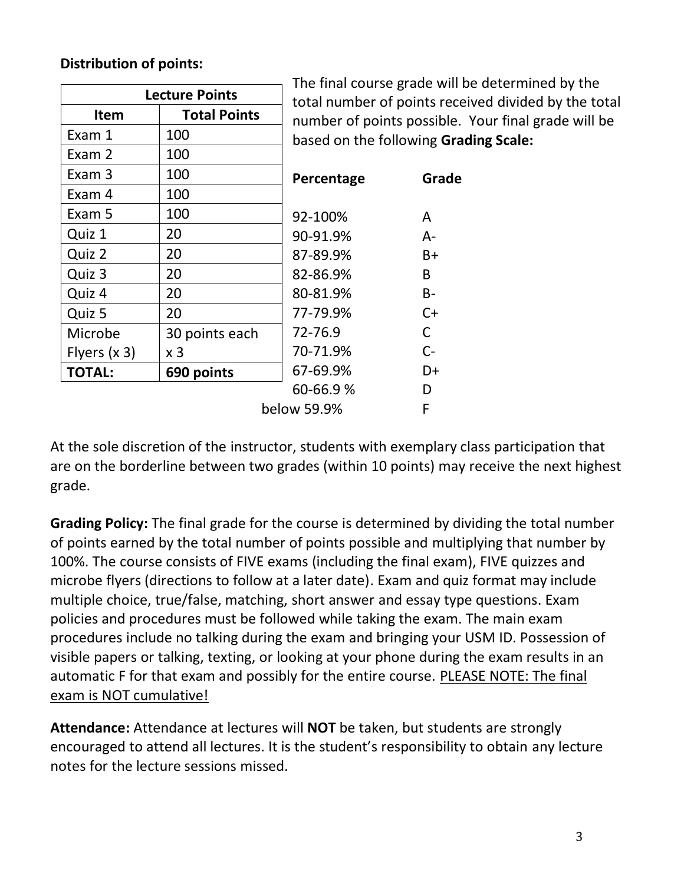**Distribution of points:**

| Lecture Points | |
|---|---|
| **Item** | **Total Points** |
| Exam 1 | 100 |
| Exam 2 | 100 |
| Exam 3 | 100 |
| Exam 4 | 100 |
| Exam 5 | 100 |
| Quiz 1 | 20 |
| Quiz 2 | 20 |
| Quiz 3 | 20 |
| Quiz 4 | 20 |
| Quiz 5 | 20 |
| Microbe Flyers (x 3) | 30 points each x 3 |
| **TOTAL:** | **690 points** |

The final course grade will be determined by the total number of points received divided by the total number of points possible. Your final grade will be based on the following **Grading Scale:**

| **Percentage** | **Grade** |
|---|---|
| 92-100% | A |
| 90-91.9% | A- |
| 87-89.9% | B+ |
| 82-86.9% | B |
| 80-81.9% | B- |
| 77-79.9% | C+ |
| 72-76.9 | C |
| 70-71.9% | C- |
| 67-69.9% | D+ |
| 60-66.9 % | D |
| below 59.9% | F |

At the sole discretion of the instructor, students with exemplary class participation that are on the borderline between two grades (within 10 points) may receive the next highest grade.

**Grading Policy:** The final grade for the course is determined by dividing the total number of points earned by the total number of points possible and multiplying that number by 100%. The course consists of FIVE exams (including the final exam), FIVE quizzes and microbe flyers (directions to follow at a later date). Exam and quiz format may include multiple choice, true/false, matching, short answer and essay type questions. Exam policies and procedures must be followed while taking the exam. The main exam procedures include no talking during the exam and bringing your USM ID. Possession of visible papers or talking, texting, or looking at your phone during the exam results in an automatic F for that exam and possibly for the entire course. <u>PLEASE NOTE: The final exam is NOT cumulative!</u>

**Attendance:** Attendance at lectures will **NOT** be taken, but students are strongly encouraged to attend all lectures. It is the student's responsibility to obtain any lecture notes for the lecture sessions missed.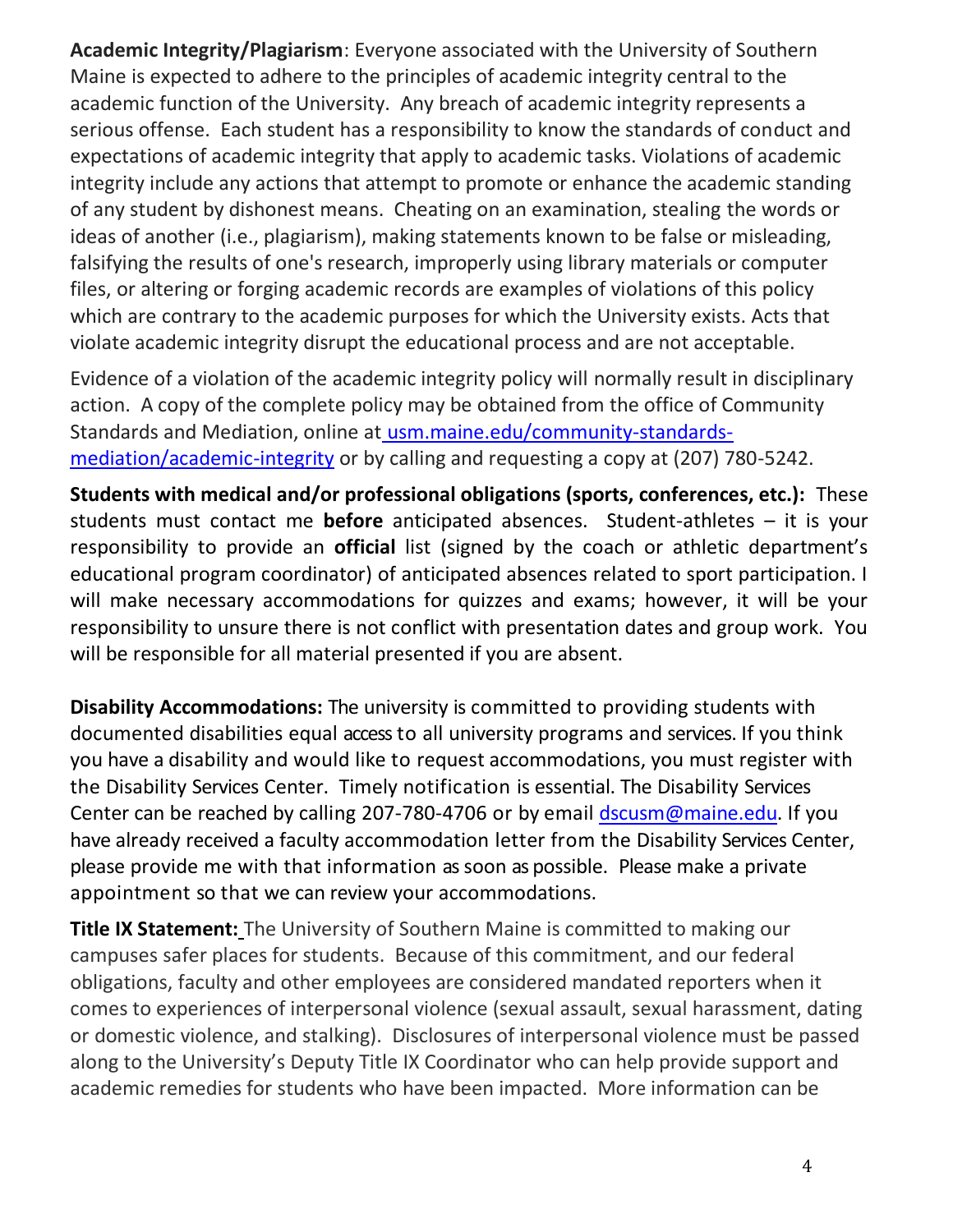**Academic Integrity/Plagiarism**: Everyone associated with the University of Southern Maine is expected to adhere to the principles of academic integrity central to the academic function of the University. Any breach of academic integrity represents a serious offense. Each student has a responsibility to know the standards of conduct and expectations of academic integrity that apply to academic tasks. Violations of academic integrity include any actions that attempt to promote or enhance the academic standing of any student by dishonest means. Cheating on an examination, stealing the words or ideas of another (i.e., plagiarism), making statements known to be false or misleading, falsifying the results of one's research, improperly using library materials or computer files, or altering or forging academic records are examples of violations of this policy which are contrary to the academic purposes for which the University exists. Acts that violate academic integrity disrupt the educational process and are not acceptable.

Evidence of a violation of the academic integrity policy will normally result in disciplinary action. A copy of the complete policy may be obtained from the office of Community Standards and Mediation, online at usm.maine.edu/community-standards-mediation/academic-integrity or by calling and requesting a copy at (207) 780-5242.

**Students with medical and/or professional obligations (sports, conferences, etc.):** These students must contact me **before** anticipated absences. Student-athletes – it is your responsibility to provide an **official** list (signed by the coach or athletic department's educational program coordinator) of anticipated absences related to sport participation. I will make necessary accommodations for quizzes and exams; however, it will be your responsibility to unsure there is not conflict with presentation dates and group work. You will be responsible for all material presented if you are absent.

**Disability Accommodations:** The university is committed to providing students with documented disabilities equal access to all university programs and services. If you think you have a disability and would like to request accommodations, you must register with the Disability Services Center. Timely notification is essential. The Disability Services Center can be reached by calling 207-780-4706 or by email dscusm@maine.edu. If you have already received a faculty accommodation letter from the Disability Services Center, please provide me with that information as soon as possible. Please make a private appointment so that we can review your accommodations.

**Title IX Statement:** The University of Southern Maine is committed to making our campuses safer places for students. Because of this commitment, and our federal obligations, faculty and other employees are considered mandated reporters when it comes to experiences of interpersonal violence (sexual assault, sexual harassment, dating or domestic violence, and stalking). Disclosures of interpersonal violence must be passed along to the University's Deputy Title IX Coordinator who can help provide support and academic remedies for students who have been impacted. More information can be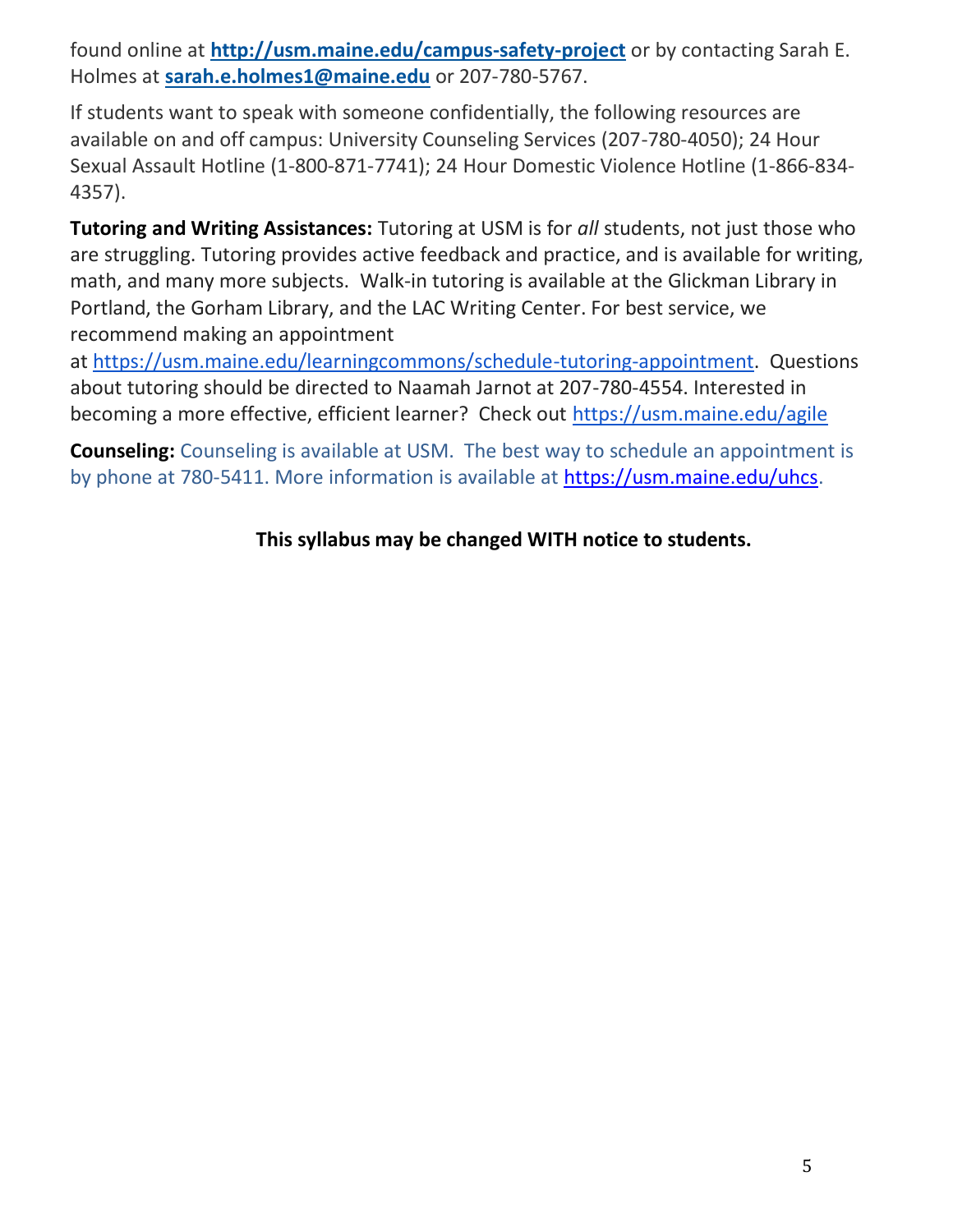found online at **http://usm.maine.edu/campus-safety-project** or by contacting Sarah E. Holmes at **sarah.e.holmes1@maine.edu** or 207-780-5767.

If students want to speak with someone confidentially, the following resources are available on and off campus: University Counseling Services (207-780-4050); 24 Hour Sexual Assault Hotline (1-800-871-7741); 24 Hour Domestic Violence Hotline (1-866-834-4357).

**Tutoring and Writing Assistances:** Tutoring at USM is for *all* students, not just those who are struggling. Tutoring provides active feedback and practice, and is available for writing, math, and many more subjects. Walk-in tutoring is available at the Glickman Library in Portland, the Gorham Library, and the LAC Writing Center. For best service, we recommend making an appointment at https://usm.maine.edu/learningcommons/schedule-tutoring-appointment. Questions about tutoring should be directed to Naamah Jarnot at 207-780-4554. Interested in becoming a more effective, efficient learner? Check out https://usm.maine.edu/agile

**Counseling:** Counseling is available at USM. The best way to schedule an appointment is by phone at 780-5411. More information is available at https://usm.maine.edu/uhcs.

**This syllabus may be changed WITH notice to students.**